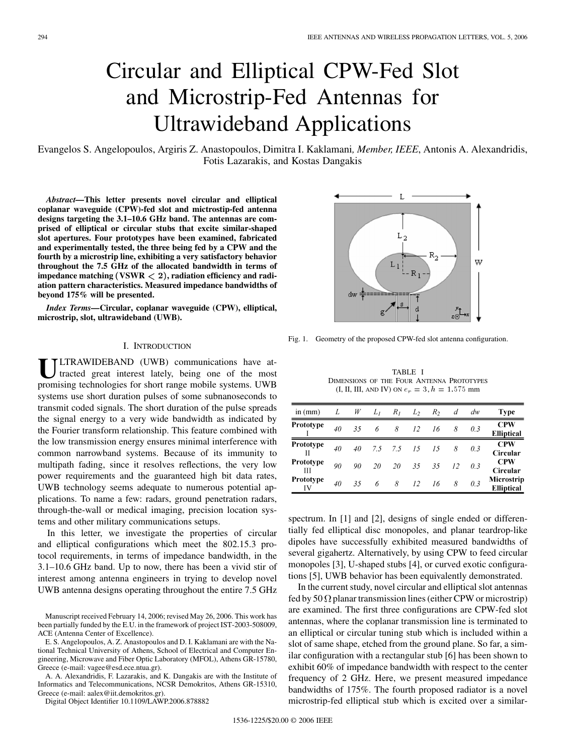# Circular and Elliptical CPW-Fed Slot and Microstrip-Fed Antennas for Ultrawideband Applications

Evangelos S. Angelopoulos, Argiris Z. Anastopoulos, Dimitra I. Kaklamani, *Member, IEEE*, Antonis A. Alexandridis, Fotis Lazarakis, and Kostas Dangakis

***Abstract*—This letter presents novel circular and elliptical coplanar waveguide (CPW)-fed slot and mictrostrip-fed antenna designs targeting the 3.1–10.6 GHz band. The antennas are comprised of elliptical or circular stubs that excite similar-shaped slot apertures. Four prototypes have been examined, fabricated and experimentally tested, the three being fed by a CPW and the fourth by a microstrip line, exhibiting a very satisfactory behavior throughout the 7.5 GHz of the allocated bandwidth in terms of impedance matching ($\mathrm{VSWR} < 2$), radiation efficiency and radiation pattern characteristics. Measured impedance bandwidths of beyond 175% will be presented.**

***Index Terms*—Circular, coplanar waveguide (CPW), elliptical, microstrip, slot, ultrawideband (UWB).**

## I. Introduction

Ultrawideband (UWB) communications have attracted great interest lately, being one of the most promising technologies for short range mobile systems. UWB systems use short duration pulses of some subnanoseconds to transmit coded signals. The short duration of the pulse spreads the signal energy to a very wide bandwidth as indicated by the Fourier transform relationship. This feature combined with the low transmission energy ensures minimal interference with common narrowband systems. Because of its immunity to multipath fading, since it resolves reflections, the very low power requirements and the guaranteed high bit data rates, UWB technology seems adequate to numerous potential applications. To name a few: radars, ground penetration radars, through-the-wall or medical imaging, precision location systems and other military communications setups.

In this letter, we investigate the properties of circular and elliptical configurations which meet the 802.15.3 protocol requirements, in terms of impedance bandwidth, in the 3.1–10.6 GHz band. Up to now, there has been a vivid stir of interest among antenna engineers in trying to develop novel UWB antenna designs operating throughout the entire 7.5 GHz spectrum. In [1] and [2], designs of single ended or differentially fed elliptical disc monopoles, and planar teardrop-like dipoles have successfully exhibited measured bandwidths of several gigahertz. Alternatively, by using CPW to feed circular monopoles [3], U-shaped stubs [4], or curved exotic configurations [5], UWB behavior has been equivalently demonstrated.

In the current study, novel circular and elliptical slot antennas fed by 50 Ω planar transmission lines (either CPW or microstrip) are examined. The first three configurations are CPW-fed slot antennas, where the coplanar transmission line is terminated to an elliptical or circular tuning stub which is included within a slot of same shape, etched from the ground plane. So far, a similar configuration with a rectangular stub [6] has been shown to exhibit 60% of impedance bandwidth with respect to the center frequency of 2 GHz. Here, we present measured impedance bandwidths of 175%. The fourth proposed radiator is a novel microstrip-fed elliptical stub which is excited over a similar-

Fig. 1. Geometry of the proposed CPW-fed slot antenna configuration.

TABLE I
Dimensions of the Four Antenna Prototypes (I, II, III, and IV) on $e_r = 3, h = 1.575$ mm

| in (mm) | $L$ | $W$ | $L_1$ | $R_1$ | $L_2$ | $R_2$ | $d$ | $dw$ | Type |
|---|---|---|---|---|---|---|---|---|---|
| Prototype I | 40 | 35 | 6 | 8 | 12 | 16 | 8 | 0.3 | CPW Elliptical |
| Prototype II | 40 | 40 | 7.5 | 7.5 | 15 | 15 | 8 | 0.3 | CPW Circular |
| Prototype III | 90 | 90 | 20 | 20 | 35 | 35 | 12 | 0.3 | CPW Circular |
| Prototype IV | 40 | 35 | 6 | 8 | 12 | 16 | 8 | 0.3 | Microstrip Elliptical |

Manuscript received February 14, 2006; revised May 26, 2006. This work has been partially funded by the E.U. in the framework of project IST-2003-508009, ACE (Antenna Center of Excellence).

E. S. Angelopoulos, A. Z. Anastopoulos and D. I. Kaklamani are with the National Technical University of Athens, School of Electrical and Computer Engineering, Microwave and Fiber Optic Laboratory (MFOL), Athens GR-15780, Greece (e-mail: vagee@esd.ece.ntua.gr).

A. A. Alexandridis, F. Lazarakis, and K. Dangakis are with the Institute of Informatics and Telecommunications, NCSR Demokritos, Athens GR-15310, Greece (e-mail: aalex@iit.demokritos.gr).

Digital Object Identifier 10.1109/LAWP.2006.878882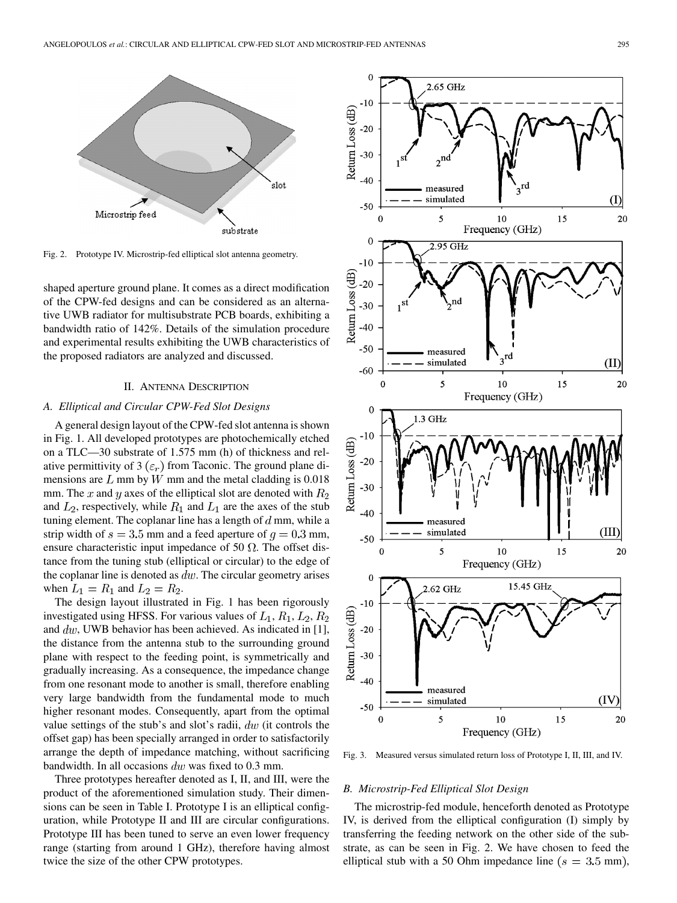Fig. 2. Prototype IV. Microstrip-fed elliptical slot antenna geometry.

shaped aperture ground plane. It comes as a direct modification of the CPW-fed designs and can be considered as an alternative UWB radiator for multisubstrate PCB boards, exhibiting a bandwidth ratio of 142%. Details of the simulation procedure and experimental results exhibiting the UWB characteristics of the proposed radiators are analyzed and discussed.

## II. Antenna Description

### A. Elliptical and Circular CPW-Fed Slot Designs

A general design layout of the CPW-fed slot antenna is shown in Fig. 1. All developed prototypes are photochemically etched on a TLC—30 substrate of 1.575 mm (h) of thickness and relative permittivity of 3 ($\varepsilon_r$) from Taconic. The ground plane dimensions are $L$ mm by $W$ mm and the metal cladding is 0.018 mm. The $x$ and $y$ axes of the elliptical slot are denoted with $R_2$ and $L_2$, respectively, while $R_1$ and $L_1$ are the axes of the stub tuning element. The coplanar line has a length of $d$ mm, while a strip width of $s = 3.5$ mm and a feed aperture of $g = 0.3$ mm, ensure characteristic input impedance of 50 Ω. The offset distance from the tuning stub (elliptical or circular) to the edge of the coplanar line is denoted as $dw$. The circular geometry arises when $L_1 = R_1$ and $L_2 = R_2$.

The design layout illustrated in Fig. 1 has been rigorously investigated using HFSS. For various values of $L_1$, $R_1$, $L_2$, $R_2$ and $dw$, UWB behavior has been achieved. As indicated in [1], the distance from the antenna stub to the surrounding ground plane with respect to the feeding point, is symmetrically and gradually increasing. As a consequence, the impedance change from one resonant mode to another is small, therefore enabling very large bandwidth from the fundamental mode to much higher resonant modes. Consequently, apart from the optimal value settings of the stub's and slot's radii, $dw$ (it controls the offset gap) has been specially arranged in order to satisfactorily arrange the depth of impedance matching, without sacrificing bandwidth. In all occasions $dw$ was fixed to 0.3 mm.

Three prototypes hereafter denoted as I, II, and III, were the product of the aforementioned simulation study. Their dimensions can be seen in Table I. Prototype I is an elliptical configuration, while Prototype II and III are circular configurations. Prototype III has been tuned to serve an even lower frequency range (starting from around 1 GHz), therefore having almost twice the size of the other CPW prototypes.

Fig. 3. Measured versus simulated return loss of Prototype I, II, III, and IV.

### B. Microstrip-Fed Elliptical Slot Design

The microstrip-fed module, henceforth denoted as Prototype IV, is derived from the elliptical configuration (I) simply by transferring the feeding network on the other side of the substrate, as can be seen in Fig. 2. We have chosen to feed the elliptical stub with a 50 Ohm impedance line ($s = 3.5$ mm),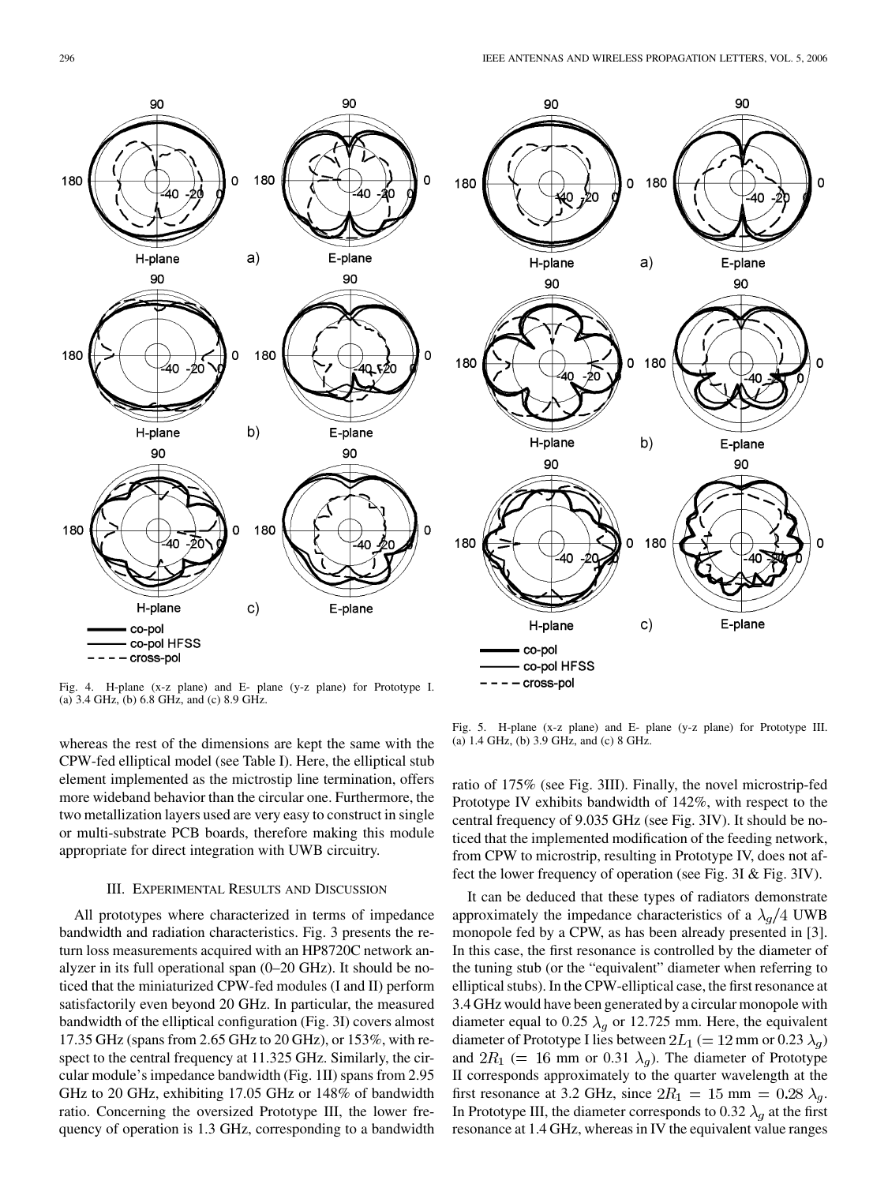Fig. 4. H-plane (x-z plane) and E- plane (y-z plane) for Prototype I. (a) 3.4 GHz, (b) 6.8 GHz, and (c) 8.9 GHz.

Fig. 5. H-plane (x-z plane) and E- plane (y-z plane) for Prototype III. (a) 1.4 GHz, (b) 3.9 GHz, and (c) 8 GHz.

whereas the rest of the dimensions are kept the same with the CPW-fed elliptical model (see Table I). Here, the elliptical stub element implemented as the mictrostip line termination, offers more wideband behavior than the circular one. Furthermore, the two metallization layers used are very easy to construct in single or multi-substrate PCB boards, therefore making this module appropriate for direct integration with UWB circuitry.

## III. Experimental Results and Discussion

All prototypes where characterized in terms of impedance bandwidth and radiation characteristics. Fig. 3 presents the return loss measurements acquired with an HP8720C network analyzer in its full operational span (0–20 GHz). It should be noticed that the miniaturized CPW-fed modules (I and II) perform satisfactorily even beyond 20 GHz. In particular, the measured bandwidth of the elliptical configuration (Fig. 3I) covers almost 17.35 GHz (spans from 2.65 GHz to 20 GHz), or 153%, with respect to the central frequency at 11.325 GHz. Similarly, the circular module's impedance bandwidth (Fig. 1II) spans from 2.95 GHz to 20 GHz, exhibiting 17.05 GHz or 148% of bandwidth ratio. Concerning the oversized Prototype III, the lower frequency of operation is 1.3 GHz, corresponding to a bandwidth ratio of 175% (see Fig. 3III). Finally, the novel microstrip-fed Prototype IV exhibits bandwidth of 142%, with respect to the central frequency of 9.035 GHz (see Fig. 3IV). It should be noticed that the implemented modification of the feeding network, from CPW to microstrip, resulting in Prototype IV, does not affect the lower frequency of operation (see Fig. 3I & Fig. 3IV).

It can be deduced that these types of radiators demonstrate approximately the impedance characteristics of a $\lambda_g/4$ UWB monopole fed by a CPW, as has been already presented in [3]. In this case, the first resonance is controlled by the diameter of the tuning stub (or the "equivalent" diameter when referring to elliptical stubs). In the CPW-elliptical case, the first resonance at 3.4 GHz would have been generated by a circular monopole with diameter equal to 0.25 $\lambda_g$ or 12.725 mm. Here, the equivalent diameter of Prototype I lies between $2L_1$ ($= 12$ mm or 0.23 $\lambda_g$) and $2R_1$ ($= 16$ mm or 0.31 $\lambda_g$). The diameter of Prototype II corresponds approximately to the quarter wavelength at the first resonance at 3.2 GHz, since $2R_1 = 15$ mm $= 0.28\ \lambda_g$. In Prototype III, the diameter corresponds to 0.32 $\lambda_g$ at the first resonance at 1.4 GHz, whereas in IV the equivalent value ranges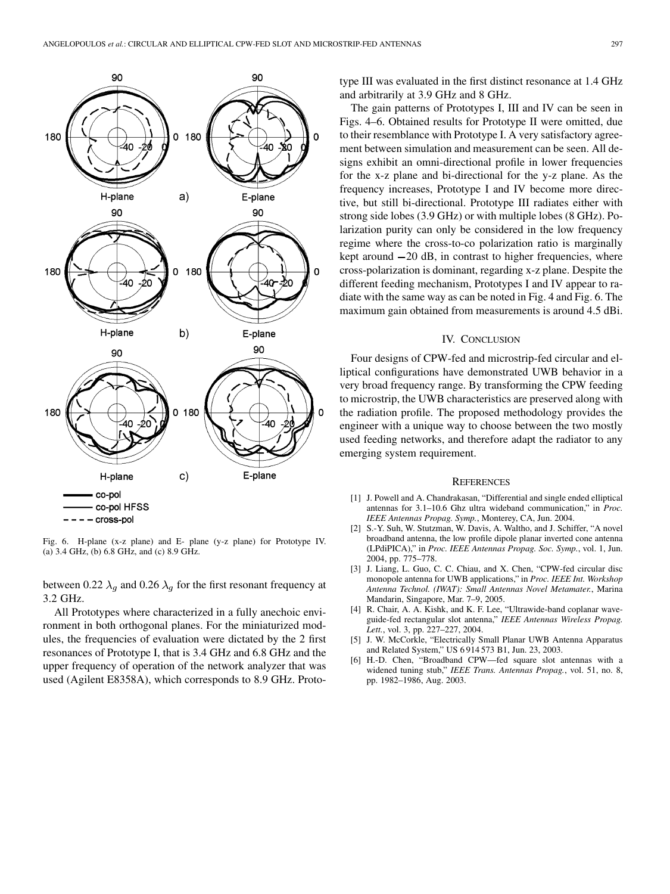90

180

-40 -20

0

H-plane

a)

90

180

-40 -20

0

E-plane

90

180

-40 -20

0

H-plane

b)

90

180

-40 -20

0

E-plane

90

180

-40 -20

0

H-plane

c)

90

180

-40 -20

0

E-plane

co-pol

co-pol HFSS

cross-pol

Fig. 6. H-plane (x-z plane) and E- plane (y-z plane) for Prototype IV. (a) 3.4 GHz, (b) 6.8 GHz, and (c) 8.9 GHz.

between 0.22 $\lambda_g$ and 0.26 $\lambda_g$ for the first resonant frequency at 3.2 GHz.

All Prototypes where characterized in a fully anechoic environment in both orthogonal planes. For the miniaturized modules, the frequencies of evaluation were dictated by the 2 first resonances of Prototype I, that is 3.4 GHz and 6.8 GHz and the upper frequency of operation of the network analyzer that was used (Agilent E8358A), which corresponds to 8.9 GHz. Prototype III was evaluated in the first distinct resonance at 1.4 GHz and arbitrarily at 3.9 GHz and 8 GHz.

The gain patterns of Prototypes I, III and IV can be seen in Figs. 4–6. Obtained results for Prototype II were omitted, due to their resemblance with Prototype I. A very satisfactory agreement between simulation and measurement can be seen. All designs exhibit an omni-directional profile in lower frequencies for the x-z plane and bi-directional for the y-z plane. As the frequency increases, Prototype I and IV become more directive, but still bi-directional. Prototype III radiates either with strong side lobes (3.9 GHz) or with multiple lobes (8 GHz). Polarization purity can only be considered in the low frequency regime where the cross-to-co polarization ratio is marginally kept around $-20$ dB, in contrast to higher frequencies, where cross-polarization is dominant, regarding x-z plane. Despite the different feeding mechanism, Prototypes I and IV appear to radiate with the same way as can be noted in Fig. 4 and Fig. 6. The maximum gain obtained from measurements is around 4.5 dBi.

## IV. Conclusion

Four designs of CPW-fed and microstrip-fed circular and elliptical configurations have demonstrated UWB behavior in a very broad frequency range. By transforming the CPW feeding to microstrip, the UWB characteristics are preserved along with the radiation profile. The proposed methodology provides the engineer with a unique way to choose between the two mostly used feeding networks, and therefore adapt the radiator to any emerging system requirement.

## References

[1] J. Powell and A. Chandrakasan, "Differential and single ended elliptical antennas for 3.1–10.6 Ghz ultra wideband communication," in *Proc. IEEE Antennas Propag. Symp.*, Monterey, CA, Jun. 2004.

[2] S.-Y. Suh, W. Stutzman, W. Davis, A. Waltho, and J. Schiffer, "A novel broadband antenna, the low profile dipole planar inverted cone antenna (LPdiPICA)," in *Proc. IEEE Antennas Propag. Soc. Symp.*, vol. 1, Jun. 2004, pp. 775–778.

[3] J. Liang, L. Guo, C. C. Chiau, and X. Chen, "CPW-fed circular disc monopole antenna for UWB applications," in *Proc. IEEE Int. Workshop Antenna Technol. (IWAT): Small Antennas Novel Metamater.*, Marina Mandarin, Singapore, Mar. 7–9, 2005.

[4] R. Chair, A. A. Kishk, and K. F. Lee, "Ultrawide-band coplanar waveguide-fed rectangular slot antenna," *IEEE Antennas Wireless Propag. Lett.*, vol. 3, pp. 227–227, 2004.

[5] J. W. McCorkle, "Electrically Small Planar UWB Antenna Apparatus and Related System," US 6 914 573 B1, Jun. 23, 2003.

[6] H.-D. Chen, "Broadband CPW—fed square slot antennas with a widened tuning stub," *IEEE Trans. Antennas Propag.*, vol. 51, no. 8, pp. 1982–1986, Aug. 2003.